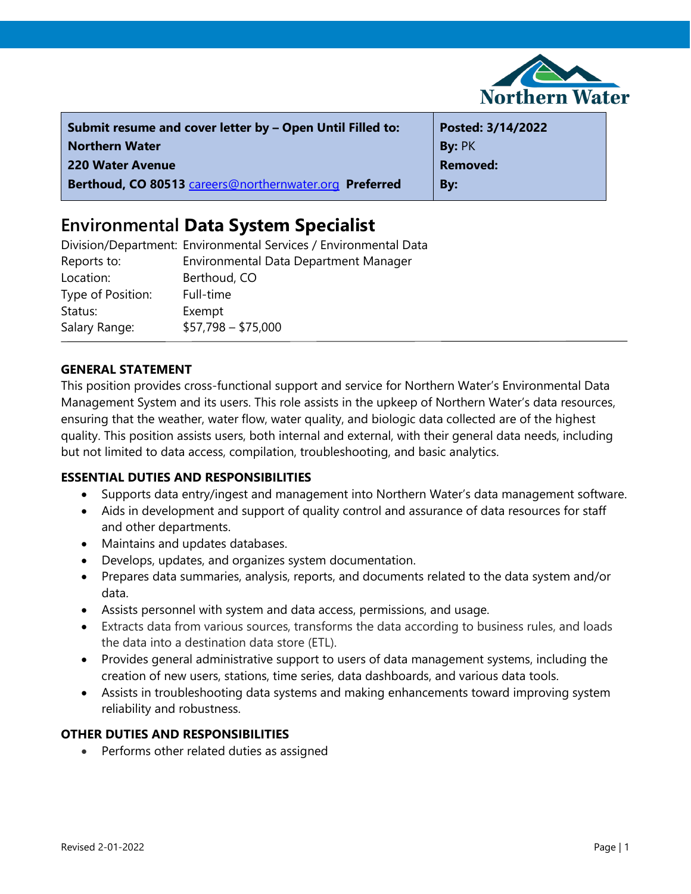Northern Water

| Submit resume and cover letter by – Open Until Filled to: | Posted: 3/14/2022 |
|---|---|
| Northern Water | By: PK |
| 220 Water Avenue | Removed: |
| Berthoud, CO 80513 careers@northernwater.org Preferred | By: |

# Environmental **Data System Specialist**

Division/Department: Environmental Services / Environmental Data
Reports to: Environmental Data Department Manager
Location: Berthoud, CO
Type of Position: Full-time
Status: Exempt
Salary Range: $57,798 – $75,000

## GENERAL STATEMENT

This position provides cross-functional support and service for Northern Water's Environmental Data Management System and its users. This role assists in the upkeep of Northern Water's data resources, ensuring that the weather, water flow, water quality, and biologic data collected are of the highest quality. This position assists users, both internal and external, with their general data needs, including but not limited to data access, compilation, troubleshooting, and basic analytics.

## ESSENTIAL DUTIES AND RESPONSIBILITIES

- Supports data entry/ingest and management into Northern Water's data management software.
- Aids in development and support of quality control and assurance of data resources for staff and other departments.
- Maintains and updates databases.
- Develops, updates, and organizes system documentation.
- Prepares data summaries, analysis, reports, and documents related to the data system and/or data.
- Assists personnel with system and data access, permissions, and usage.
- Extracts data from various sources, transforms the data according to business rules, and loads the data into a destination data store (ETL).
- Provides general administrative support to users of data management systems, including the creation of new users, stations, time series, data dashboards, and various data tools.
- Assists in troubleshooting data systems and making enhancements toward improving system reliability and robustness.

## OTHER DUTIES AND RESPONSIBILITIES

- Performs other related duties as assigned

Revised 2-01-2022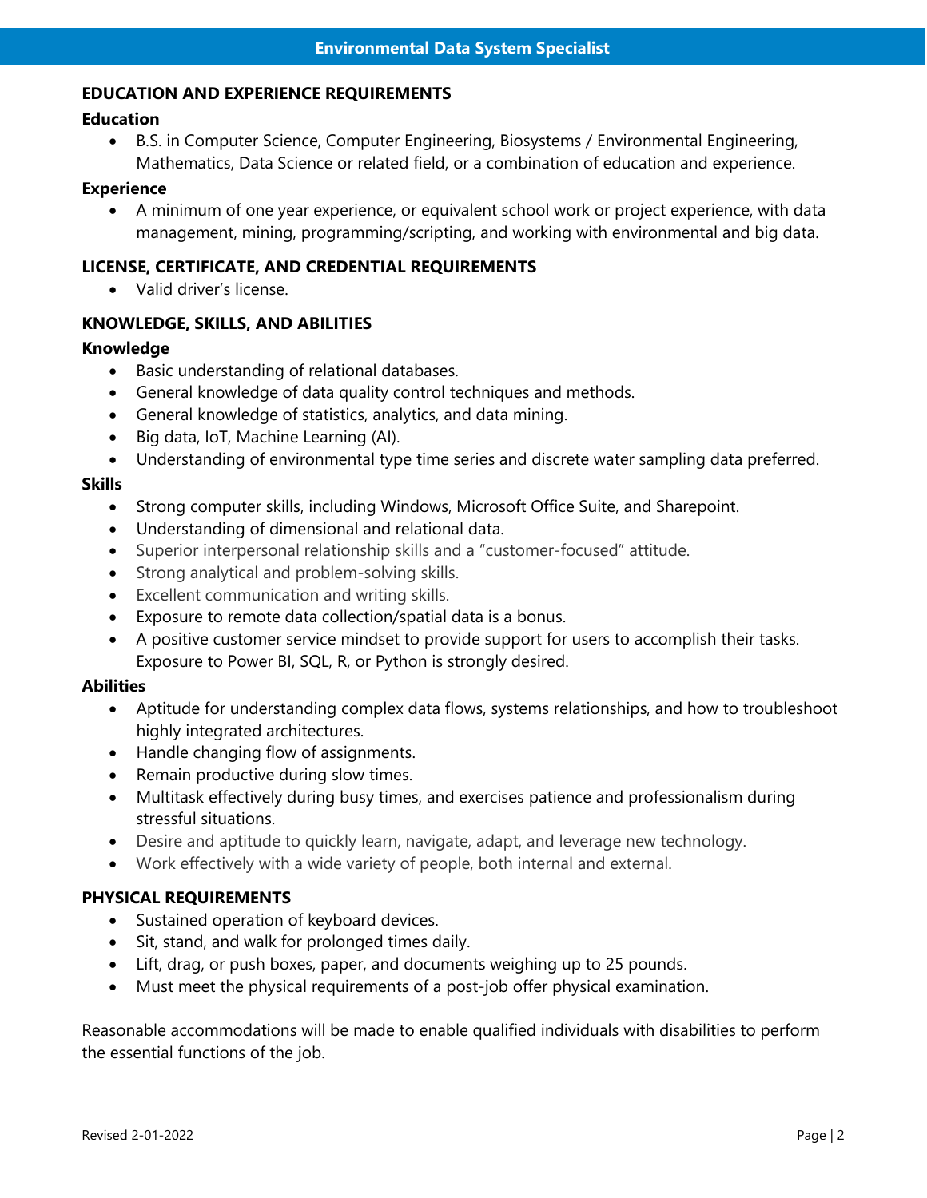## EDUCATION AND EXPERIENCE REQUIREMENTS

### Education

- B.S. in Computer Science, Computer Engineering, Biosystems / Environmental Engineering, Mathematics, Data Science or related field, or a combination of education and experience.

### Experience

- A minimum of one year experience, or equivalent school work or project experience, with data management, mining, programming/scripting, and working with environmental and big data.

## LICENSE, CERTIFICATE, AND CREDENTIAL REQUIREMENTS

- Valid driver's license.

## KNOWLEDGE, SKILLS, AND ABILITIES

### Knowledge

- Basic understanding of relational databases.
- General knowledge of data quality control techniques and methods.
- General knowledge of statistics, analytics, and data mining.
- Big data, IoT, Machine Learning (AI).
- Understanding of environmental type time series and discrete water sampling data preferred.

### Skills

- Strong computer skills, including Windows, Microsoft Office Suite, and Sharepoint.
- Understanding of dimensional and relational data.
- Superior interpersonal relationship skills and a "customer-focused" attitude.
- Strong analytical and problem-solving skills.
- Excellent communication and writing skills.
- Exposure to remote data collection/spatial data is a bonus.
- A positive customer service mindset to provide support for users to accomplish their tasks. Exposure to Power BI, SQL, R, or Python is strongly desired.

### Abilities

- Aptitude for understanding complex data flows, systems relationships, and how to troubleshoot highly integrated architectures.
- Handle changing flow of assignments.
- Remain productive during slow times.
- Multitask effectively during busy times, and exercises patience and professionalism during stressful situations.
- Desire and aptitude to quickly learn, navigate, adapt, and leverage new technology.
- Work effectively with a wide variety of people, both internal and external.

## PHYSICAL REQUIREMENTS

- Sustained operation of keyboard devices.
- Sit, stand, and walk for prolonged times daily.
- Lift, drag, or push boxes, paper, and documents weighing up to 25 pounds.
- Must meet the physical requirements of a post-job offer physical examination.

Reasonable accommodations will be made to enable qualified individuals with disabilities to perform the essential functions of the job.

Revised 2-01-2022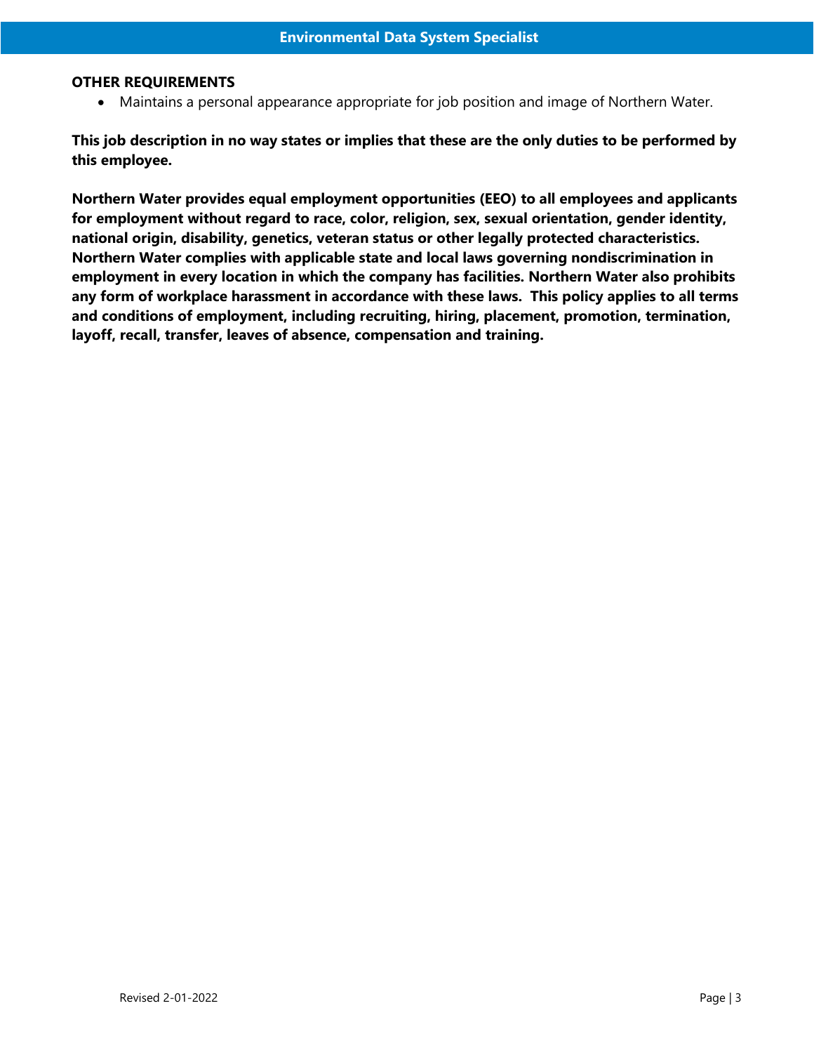## OTHER REQUIREMENTS

- Maintains a personal appearance appropriate for job position and image of Northern Water.

**This job description in no way states or implies that these are the only duties to be performed by this employee.**

**Northern Water provides equal employment opportunities (EEO) to all employees and applicants for employment without regard to race, color, religion, sex, sexual orientation, gender identity, national origin, disability, genetics, veteran status or other legally protected characteristics. Northern Water complies with applicable state and local laws governing nondiscrimination in employment in every location in which the company has facilities. Northern Water also prohibits any form of workplace harassment in accordance with these laws. This policy applies to all terms and conditions of employment, including recruiting, hiring, placement, promotion, termination, layoff, recall, transfer, leaves of absence, compensation and training.**